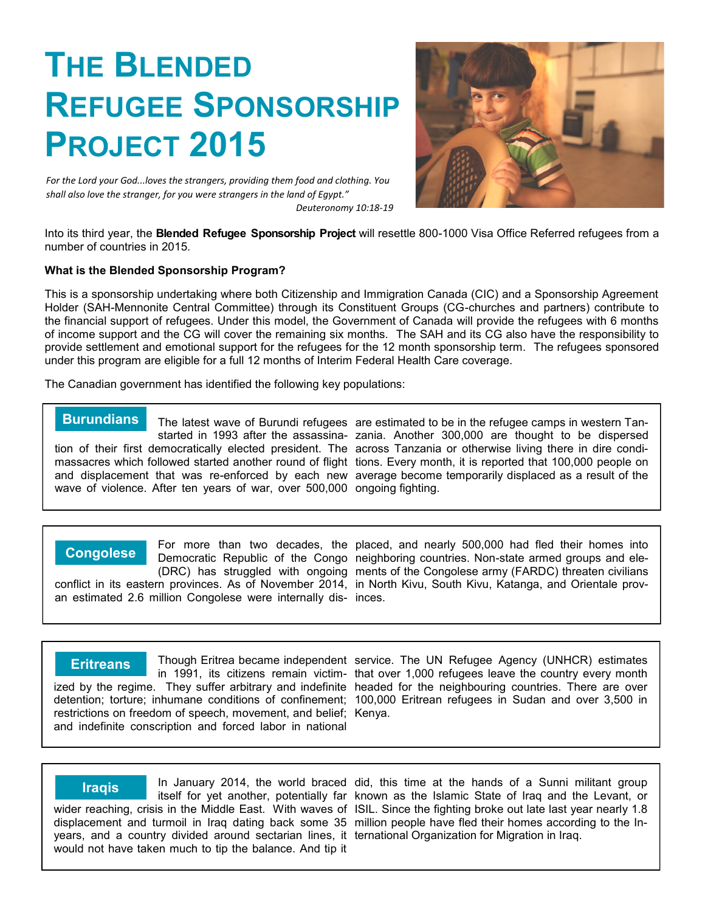# The Blended Refugee Sponsorship Project 2015

*For the Lord your God...loves the strangers, providing them food and clothing. You shall also love the stranger, for you were strangers in the land of Egypt."*

*Deuteronomy 10:18-19*

Into its third year, the **Blended Refugee Sponsorship Project** will resettle 800-1000 Visa Office Referred refugees from a number of countries in 2015.

**What is the Blended Sponsorship Program?**

This is a sponsorship undertaking where both Citizenship and Immigration Canada (CIC) and a Sponsorship Agreement Holder (SAH-Mennonite Central Committee) through its Constituent Groups (CG-churches and partners) contribute to the financial support of refugees. Under this model, the Government of Canada will provide the refugees with 6 months of income support and the CG will cover the remaining six months. The SAH and its CG also have the responsibility to provide settlement and emotional support for the refugees for the 12 month sponsorship term. The refugees sponsored under this program are eligible for a full 12 months of Interim Federal Health Care coverage.

The Canadian government has identified the following key populations:

## Burundians

The latest wave of Burundi refugees started in 1993 after the assassination of their first democratically elected president. The massacres which followed started another round of flight and displacement that was re-enforced by each new wave of violence. After ten years of war, over 500,000 are estimated to be in the refugee camps in western Tanzania. Another 300,000 are thought to be dispersed across Tanzania or otherwise living there in dire conditions. Every month, it is reported that 100,000 people on average become temporarily displaced as a result of the ongoing fighting.

## Congolese

For more than two decades, the Democratic Republic of the Congo (DRC) has struggled with ongoing conflict in its eastern provinces. As of November 2014, an estimated 2.6 million Congolese were internally displaced, and nearly 500,000 had fled their homes into neighboring countries. Non-state armed groups and elements of the Congolese army (FARDC) threaten civilians in North Kivu, South Kivu, Katanga, and Orientale provinces.

## Eritreans

Though Eritrea became independent in 1991, its citizens remain victimized by the regime. They suffer arbitrary and indefinite detention; torture; inhumane conditions of confinement; restrictions on freedom of speech, movement, and belief; and indefinite conscription and forced labor in national service. The UN Refugee Agency (UNHCR) estimates that over 1,000 refugees leave the country every month headed for the neighbouring countries. There are over 100,000 Eritrean refugees in Sudan and over 3,500 in Kenya.

## Iraqis

In January 2014, the world braced itself for yet another, potentially far wider reaching, crisis in the Middle East. With waves of displacement and turmoil in Iraq dating back some 35 years, and a country divided around sectarian lines, it would not have taken much to tip the balance. And tip it did, this time at the hands of a Sunni militant group known as the Islamic State of Iraq and the Levant, or ISIL. Since the fighting broke out late last year nearly 1.8 million people have fled their homes according to the International Organization for Migration in Iraq.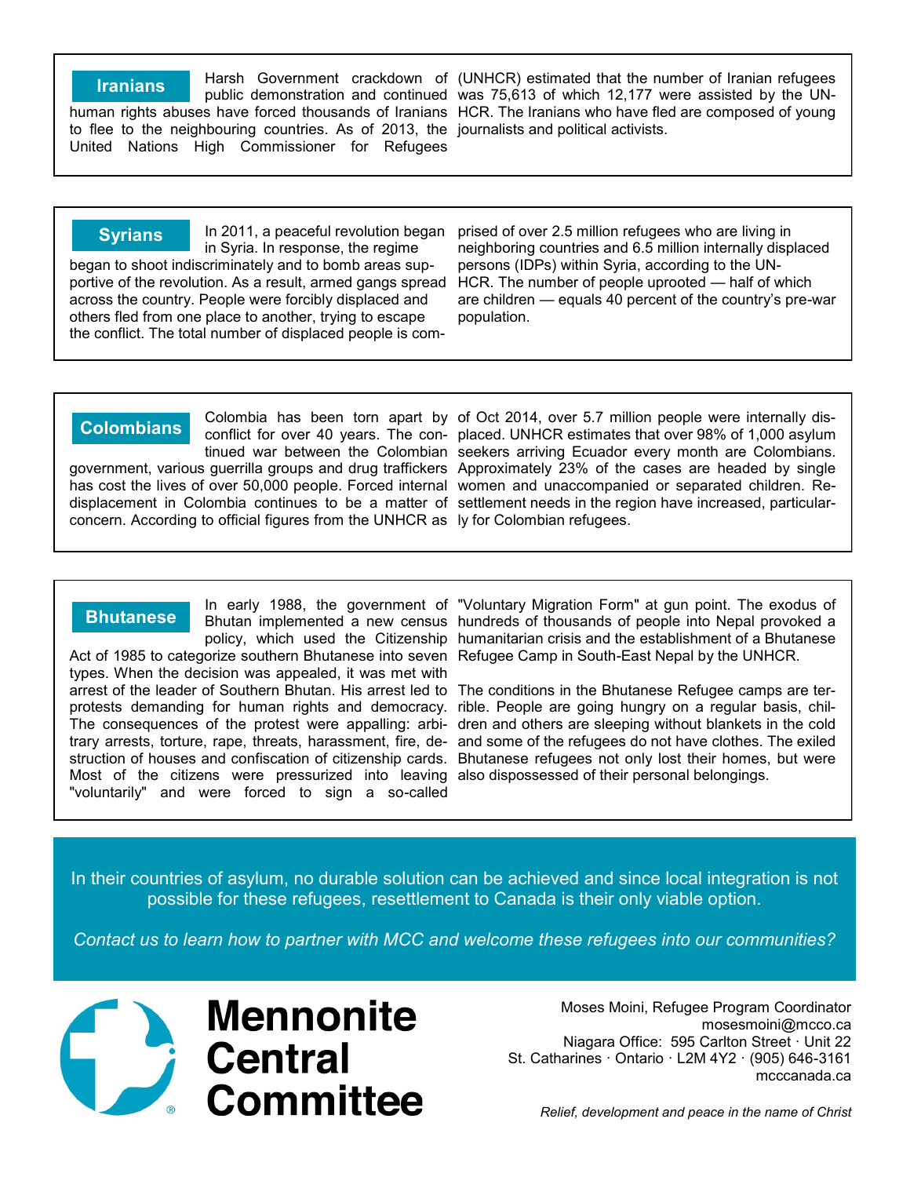## Iranians

Harsh Government crackdown of public demonstration and continued human rights abuses have forced thousands of Iranians to flee to the neighbouring countries. As of 2013, the United Nations High Commissioner for Refugees (UNHCR) estimated that the number of Iranian refugees was 75,613 of which 12,177 were assisted by the UNHCR. The Iranians who have fled are composed of young journalists and political activists.

## Syrians

In 2011, a peaceful revolution began in Syria. In response, the regime began to shoot indiscriminately and to bomb areas supportive of the revolution. As a result, armed gangs spread across the country. People were forcibly displaced and others fled from one place to another, trying to escape the conflict. The total number of displaced people is comprised of over 2.5 million refugees who are living in neighboring countries and 6.5 million internally displaced persons (IDPs) within Syria, according to the UNHCR. The number of people uprooted — half of which are children — equals 40 percent of the country's pre-war population.

## Colombians

Colombia has been torn apart by conflict for over 40 years. The continued war between the Colombian government, various guerrilla groups and drug traffickers has cost the lives of over 50,000 people. Forced internal displacement in Colombia continues to be a matter of concern. According to official figures from the UNHCR as of Oct 2014, over 5.7 million people were internally displaced. UNHCR estimates that over 98% of 1,000 asylum seekers arriving Ecuador every month are Colombians. Approximately 23% of the cases are headed by single women and unaccompanied or separated children. Resettlement needs in the region have increased, particularly for Colombian refugees.

## Bhutanese

In early 1988, the government of Bhutan implemented a new census policy, which used the Citizenship Act of 1985 to categorize southern Bhutanese into seven types. When the decision was appealed, it was met with arrest of the leader of Southern Bhutan. His arrest led to protests demanding for human rights and democracy. The consequences of the protest were appalling: arbitrary arrests, torture, rape, threats, harassment, fire, destruction of houses and confiscation of citizenship cards. Most of the citizens were pressurized into leaving "voluntarily" and were forced to sign a so-called "Voluntary Migration Form" at gun point. The exodus of hundreds of thousands of people into Nepal provoked a humanitarian crisis and the establishment of a Bhutanese Refugee Camp in South-East Nepal by the UNHCR.

The conditions in the Bhutanese Refugee camps are terrible. People are going hungry on a regular basis, children and others are sleeping without blankets in the cold and some of the refugees do not have clothes. The exiled Bhutanese refugees not only lost their homes, but were also dispossessed of their personal belongings.

In their countries of asylum, no durable solution can be achieved and since local integration is not possible for these refugees, resettlement to Canada is their only viable option.

*Contact us to learn how to partner with MCC and welcome these refugees into our communities?*

**Mennonite Central Committee**

Moses Moini, Refugee Program Coordinator
mosesmoini@mcco.ca
Niagara Office: 595 Carlton Street · Unit 22
St. Catharines · Ontario · L2M 4Y2 · (905) 646-3161
mcccanada.ca

*Relief, development and peace in the name of Christ*